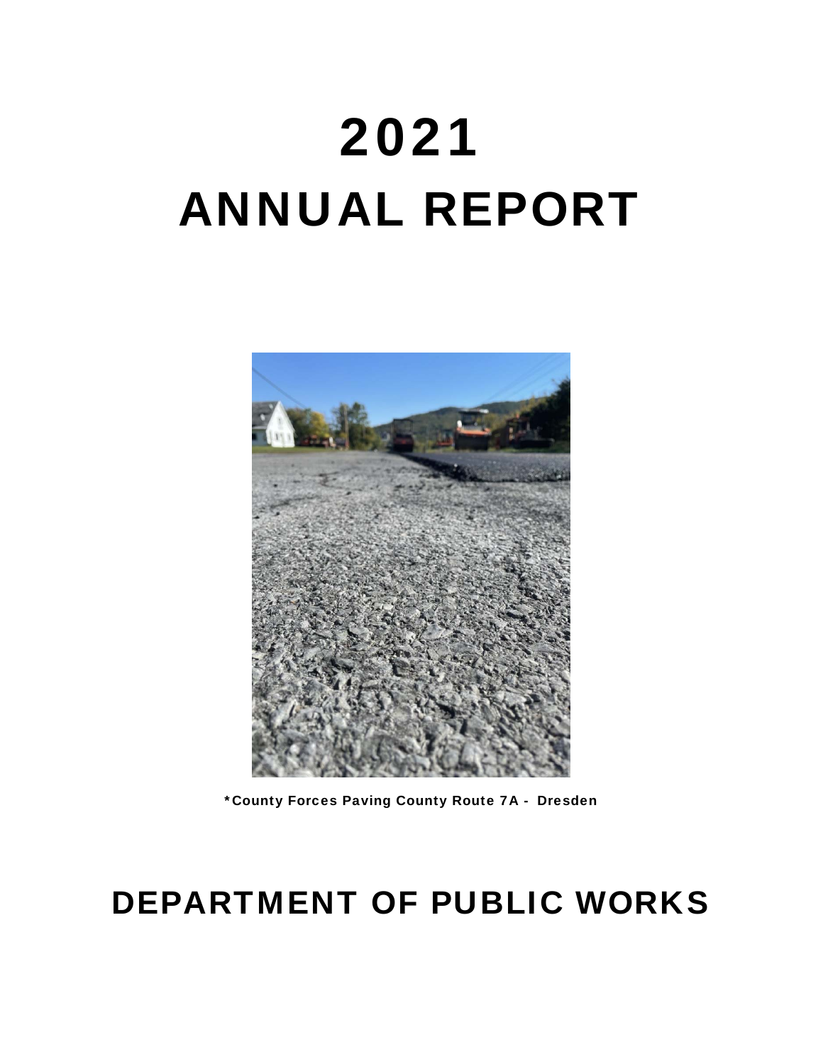# 2021
# ANNUAL REPORT

*County Forces Paving County Route 7A - Dresden

# DEPARTMENT OF PUBLIC WORKS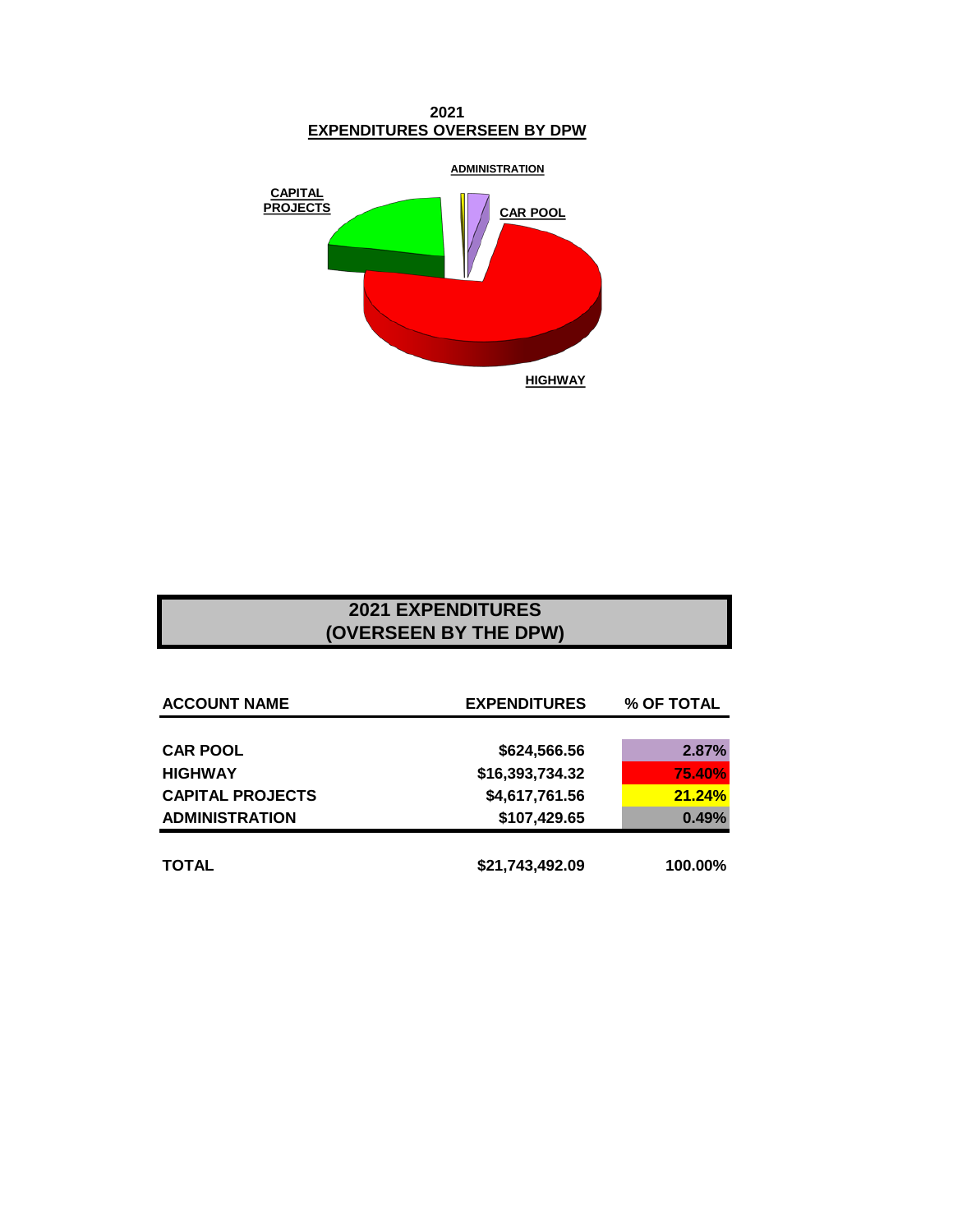**2021**
**EXPENDITURES OVERSEEN BY DPW**

ADMINISTRATION

CAPITAL PROJECTS

CAR POOL

HIGHWAY

## 2021 EXPENDITURES
## (OVERSEEN BY THE DPW)

| ACCOUNT NAME | EXPENDITURES | % OF TOTAL |
|---|---|---|
| CAR POOL | $624,566.56 | 2.87% |
| HIGHWAY | $16,393,734.32 | 75.40% |
| CAPITAL PROJECTS | $4,617,761.56 | 21.24% |
| ADMINISTRATION | $107,429.65 | 0.49% |
| TOTAL | $21,743,492.09 | 100.00% |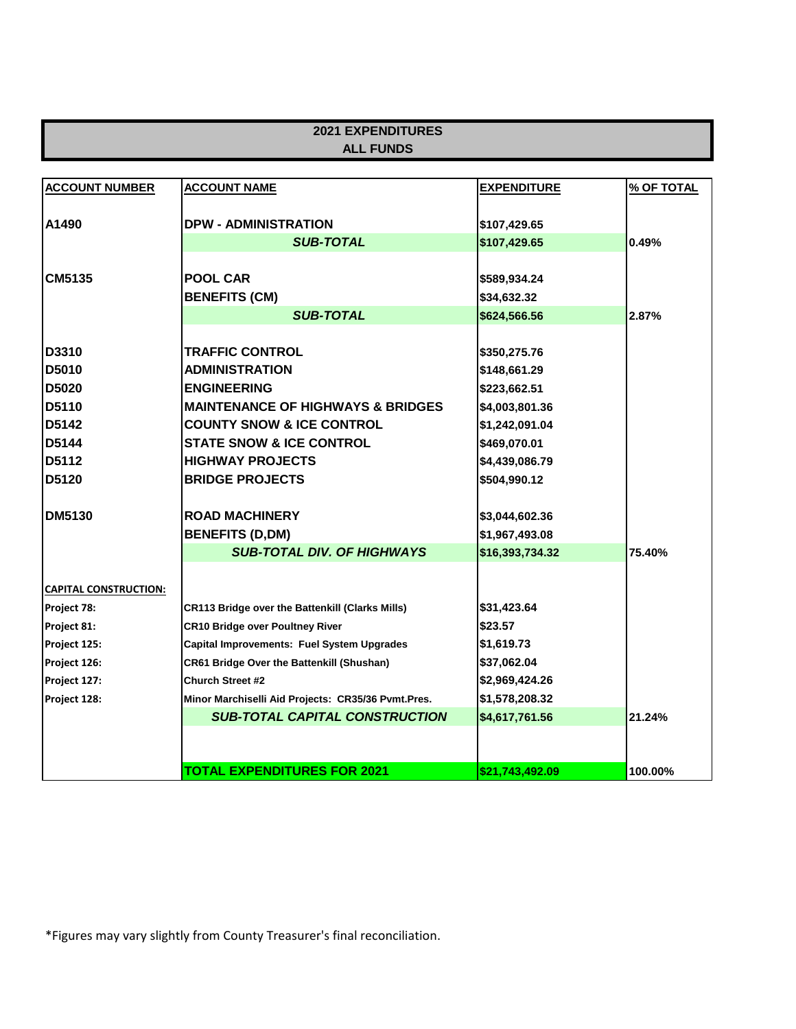## 2021 EXPENDITURES
## ALL FUNDS

| ACCOUNT NUMBER | ACCOUNT NAME | EXPENDITURE | % OF TOTAL |
|---|---|---|---|
| A1490 | DPW - ADMINISTRATION | $107,429.65 | |
| | *SUB-TOTAL* | $107,429.65 | 0.49% |
| CM5135 | POOL CAR | $589,934.24 | |
| | BENEFITS (CM) | $34,632.32 | |
| | *SUB-TOTAL* | $624,566.56 | 2.87% |
| D3310 | TRAFFIC CONTROL | $350,275.76 | |
| D5010 | ADMINISTRATION | $148,661.29 | |
| D5020 | ENGINEERING | $223,662.51 | |
| D5110 | MAINTENANCE OF HIGHWAYS & BRIDGES | $4,003,801.36 | |
| D5142 | COUNTY SNOW & ICE CONTROL | $1,242,091.04 | |
| D5144 | STATE SNOW & ICE CONTROL | $469,070.01 | |
| D5112 | HIGHWAY PROJECTS | $4,439,086.79 | |
| D5120 | BRIDGE PROJECTS | $504,990.12 | |
| DM5130 | ROAD MACHINERY | $3,044,602.36 | |
| | BENEFITS (D,DM) | $1,967,493.08 | |
| | *SUB-TOTAL DIV. OF HIGHWAYS* | $16,393,734.32 | 75.40% |
| CAPITAL CONSTRUCTION: | | | |
| Project 78: | CR113 Bridge over the Battenkill (Clarks Mills) | $31,423.64 | |
| Project 81: | CR10 Bridge over Poultney River | $23.57 | |
| Project 125: | Capital Improvements: Fuel System Upgrades | $1,619.73 | |
| Project 126: | CR61 Bridge Over the Battenkill (Shushan) | $37,062.04 | |
| Project 127: | Church Street #2 | $2,969,424.26 | |
| Project 128: | Minor Marchiselli Aid Projects: CR35/36 Pvmt.Pres. | $1,578,208.32 | |
| | *SUB-TOTAL CAPITAL CONSTRUCTION* | $4,617,761.56 | 21.24% |
| | **TOTAL EXPENDITURES FOR 2021** | $21,743,492.09 | 100.00% |

*Figures may vary slightly from County Treasurer's final reconciliation.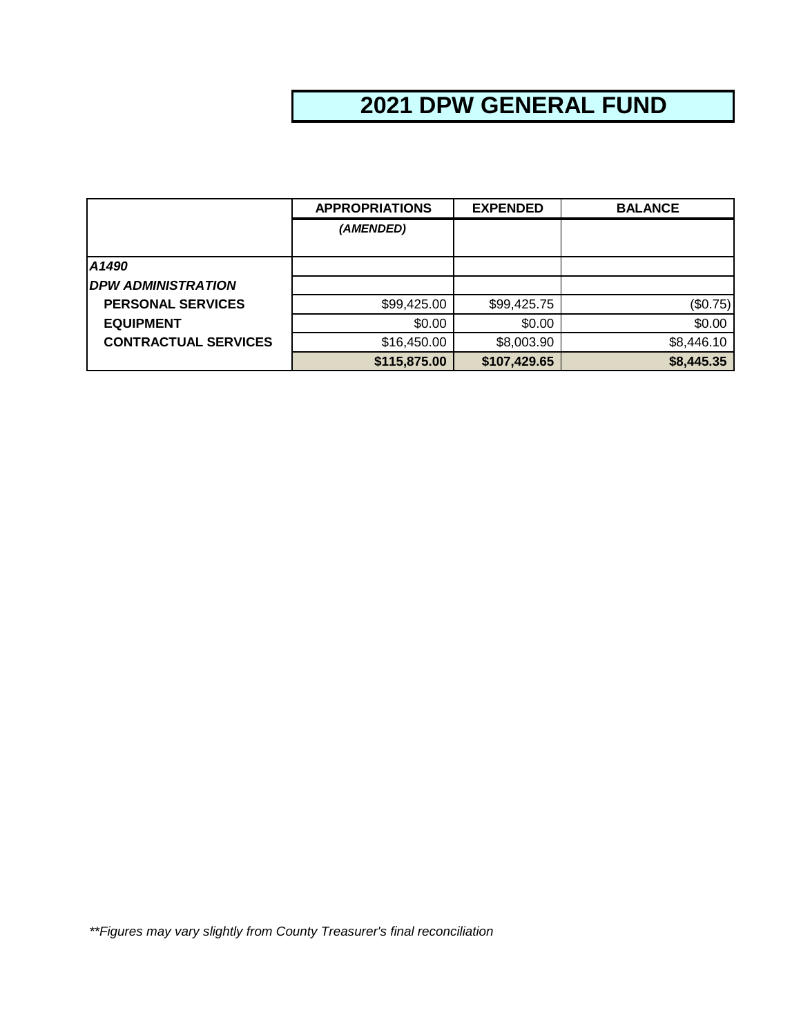# 2021 DPW GENERAL FUND

| | APPROPRIATIONS | EXPENDED | BALANCE |
|---|---|---|---|
| | *(AMENDED)* | | |
| *A1490* | | | |
| *DPW ADMINISTRATION* | | | |
| **PERSONAL SERVICES** | $99,425.00 | $99,425.75 | ($0.75) |
| **EQUIPMENT** | $0.00 | $0.00 | $0.00 |
| **CONTRACTUAL SERVICES** | $16,450.00 | $8,003.90 | $8,446.10 |
| | **$115,875.00** | **$107,429.65** | **$8,445.35** |

*\*\*Figures may vary slightly from County Treasurer's final reconciliation*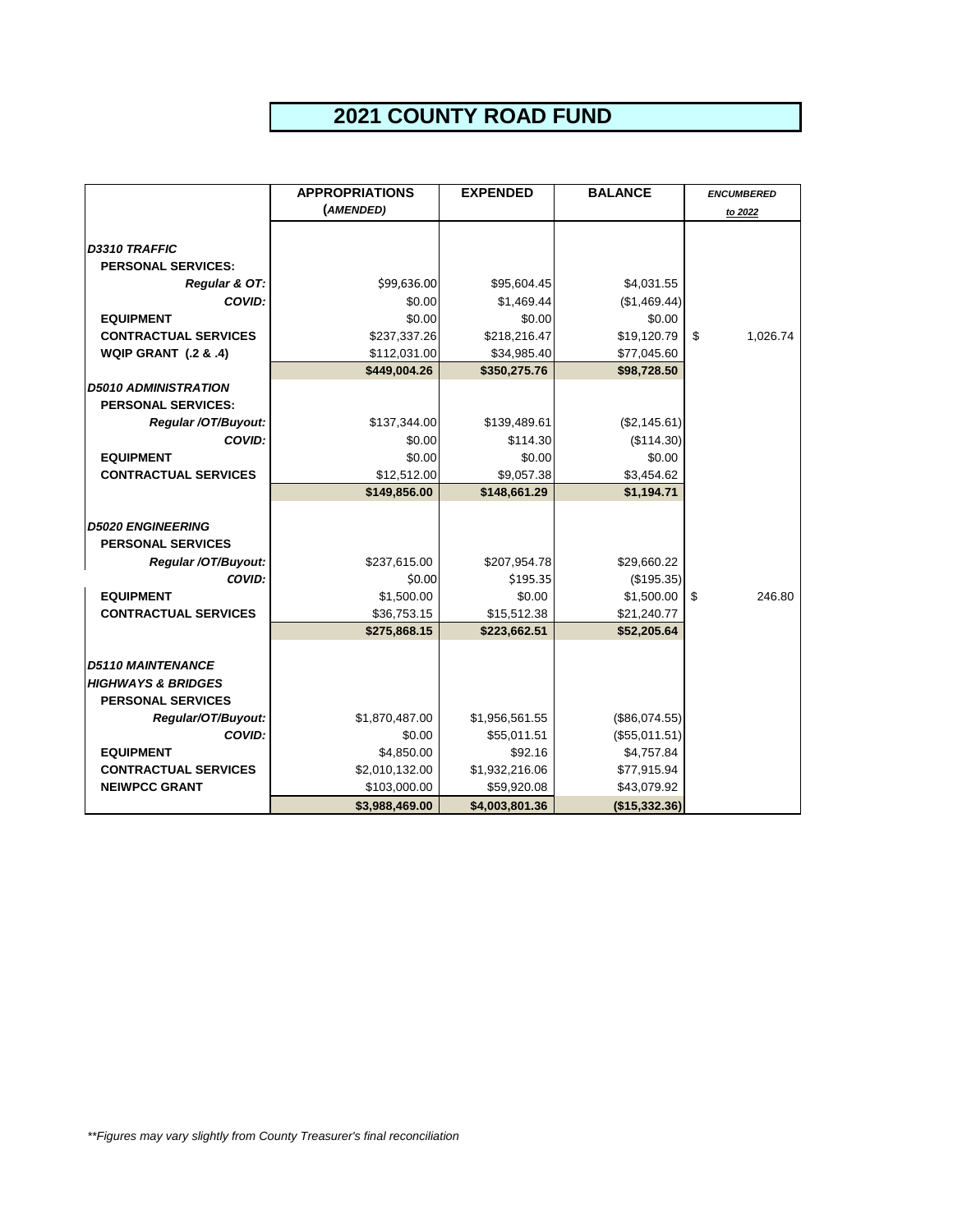# 2021 COUNTY ROAD FUND

| | APPROPRIATIONS (*AMENDED*) | EXPENDED | BALANCE | *ENCUMBERED to 2022* |
|---|---|---|---|---|
| ***D3310 TRAFFIC*** | | | | |
| **PERSONAL SERVICES:** | | | | |
| ***Regular & OT:*** | $99,636.00 | $95,604.45 | $4,031.55 | |
| ***COVID:*** | $0.00 | $1,469.44 | ($1,469.44) | |
| **EQUIPMENT** | $0.00 | $0.00 | $0.00 | |
| **CONTRACTUAL SERVICES** | $237,337.26 | $218,216.47 | $19,120.79 | $ 1,026.74 |
| **WQIP GRANT (.2 & .4)** | $112,031.00 | $34,985.40 | $77,045.60 | |
| | **$449,004.26** | **$350,275.76** | **$98,728.50** | |
| ***D5010 ADMINISTRATION*** | | | | |
| **PERSONAL SERVICES:** | | | | |
| ***Regular /OT/Buyout:*** | $137,344.00 | $139,489.61 | ($2,145.61) | |
| ***COVID:*** | $0.00 | $114.30 | ($114.30) | |
| **EQUIPMENT** | $0.00 | $0.00 | $0.00 | |
| **CONTRACTUAL SERVICES** | $12,512.00 | $9,057.38 | $3,454.62 | |
| | **$149,856.00** | **$148,661.29** | **$1,194.71** | |
| ***D5020 ENGINEERING*** | | | | |
| **PERSONAL SERVICES** | | | | |
| ***Regular /OT/Buyout:*** | $237,615.00 | $207,954.78 | $29,660.22 | |
| ***COVID:*** | $0.00 | $195.35 | ($195.35) | |
| **EQUIPMENT** | $1,500.00 | $0.00 | $1,500.00 | $ 246.80 |
| **CONTRACTUAL SERVICES** | $36,753.15 | $15,512.38 | $21,240.77 | |
| | **$275,868.15** | **$223,662.51** | **$52,205.64** | |
| ***D5110 MAINTENANCE*** | | | | |
| ***HIGHWAYS & BRIDGES*** | | | | |
| **PERSONAL SERVICES** | | | | |
| ***Regular/OT/Buyout:*** | $1,870,487.00 | $1,956,561.55 | ($86,074.55) | |
| ***COVID:*** | $0.00 | $55,011.51 | ($55,011.51) | |
| **EQUIPMENT** | $4,850.00 | $92.16 | $4,757.84 | |
| **CONTRACTUAL SERVICES** | $2,010,132.00 | $1,932,216.06 | $77,915.94 | |
| **NEIWPCC GRANT** | $103,000.00 | $59,920.08 | $43,079.92 | |
| | **$3,988,469.00** | **$4,003,801.36** | **($15,332.36)** | |

*\*\*Figures may vary slightly from County Treasurer's final reconciliation*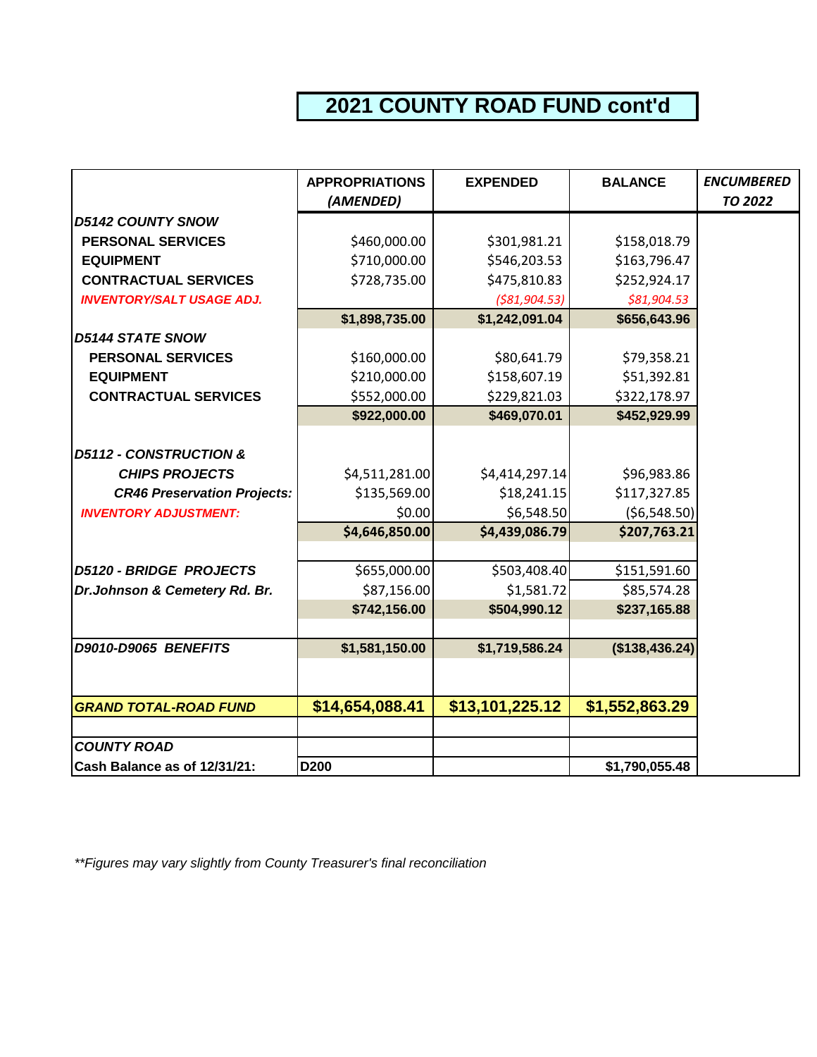# 2021 COUNTY ROAD FUND cont'd

| | APPROPRIATIONS *(AMENDED)* | EXPENDED | BALANCE | *ENCUMBERED TO 2022* |
|---|---|---|---|---|
| ***D5142 COUNTY SNOW*** | | | | |
| **PERSONAL SERVICES** | $460,000.00 | $301,981.21 | $158,018.79 | |
| **EQUIPMENT** | $710,000.00 | $546,203.53 | $163,796.47 | |
| **CONTRACTUAL SERVICES** | $728,735.00 | $475,810.83 | $252,924.17 | |
| ***INVENTORY/SALT USAGE ADJ.*** | | *($81,904.53)* | *$81,904.53* | |
| | **$1,898,735.00** | **$1,242,091.04** | **$656,643.96** | |
| ***D5144 STATE SNOW*** | | | | |
| **PERSONAL SERVICES** | $160,000.00 | $80,641.79 | $79,358.21 | |
| **EQUIPMENT** | $210,000.00 | $158,607.19 | $51,392.81 | |
| **CONTRACTUAL SERVICES** | $552,000.00 | $229,821.03 | $322,178.97 | |
| | **$922,000.00** | **$469,070.01** | **$452,929.99** | |
| ***D5112 - CONSTRUCTION & CHIPS PROJECTS*** | $4,511,281.00 | $4,414,297.14 | $96,983.86 | |
| ***CR46 Preservation Projects:*** | $135,569.00 | $18,241.15 | $117,327.85 | |
| ***INVENTORY ADJUSTMENT:*** | $0.00 | $6,548.50 | ($6,548.50) | |
| | **$4,646,850.00** | **$4,439,086.79** | **$207,763.21** | |
| ***D5120 - BRIDGE PROJECTS*** | $655,000.00 | $503,408.40 | $151,591.60 | |
| ***Dr.Johnson & Cemetery Rd. Br.*** | $87,156.00 | $1,581.72 | $85,574.28 | |
| | **$742,156.00** | **$504,990.12** | **$237,165.88** | |
| ***D9010-D9065 BENEFITS*** | **$1,581,150.00** | **$1,719,586.24** | **($138,436.24)** | |
| ***GRAND TOTAL-ROAD FUND*** | **$14,654,088.41** | **$13,101,225.12** | **$1,552,863.29** | |
| ***COUNTY ROAD*** | | | | |
| **Cash Balance as of 12/31/21:** | **D200** | | **$1,790,055.48** | |

*\*\*Figures may vary slightly from County Treasurer's final reconciliation*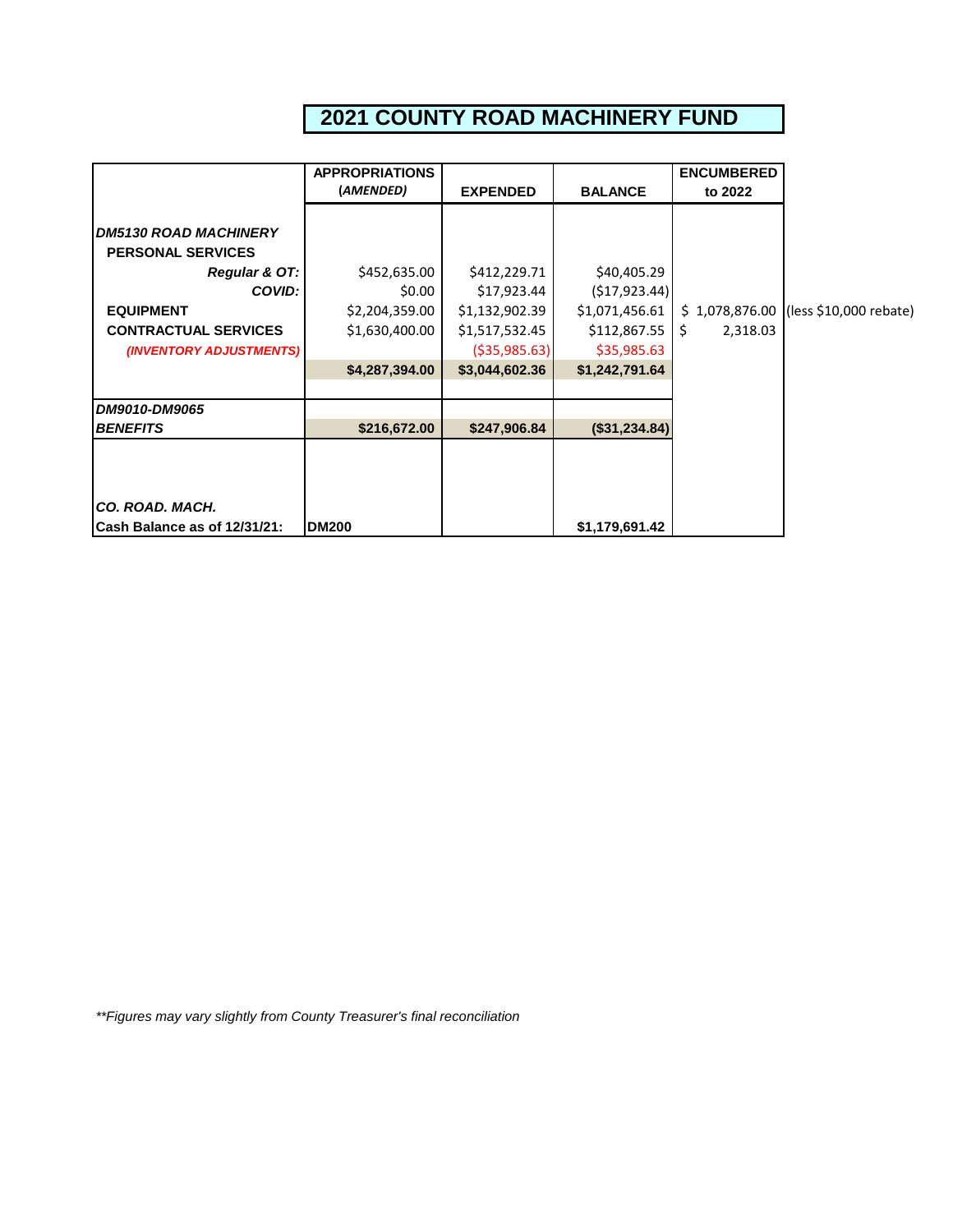# 2021 COUNTY ROAD MACHINERY FUND

| | APPROPRIATIONS (*AMENDED*) | EXPENDED | BALANCE | ENCUMBERED to 2022 | |
|---|---|---|---|---|---|
| ***DM5130 ROAD MACHINERY*** | | | | | |
| **PERSONAL SERVICES** | | | | | |
| ***Regular & OT:*** | $452,635.00 | $412,229.71 | $40,405.29 | | |
| ***COVID:*** | $0.00 | $17,923.44 | ($17,923.44) | | |
| **EQUIPMENT** | $2,204,359.00 | $1,132,902.39 | $1,071,456.61 | $ 1,078,876.00 | (less $10,000 rebate) |
| **CONTRACTUAL SERVICES** | $1,630,400.00 | $1,517,532.45 | $112,867.55 | $ 2,318.03 | |
| ***(INVENTORY ADJUSTMENTS)*** | | ($35,985.63) | $35,985.63 | | |
| | **$4,287,394.00** | **$3,044,602.36** | **$1,242,791.64** | | |
| ***DM9010-DM9065*** | | | | | |
| ***BENEFITS*** | **$216,672.00** | **$247,906.84** | **($31,234.84)** | | |
| ***CO. ROAD. MACH.*** | | | | | |
| **Cash Balance as of 12/31/21:** | **DM200** | | **$1,179,691.42** | | |

*\*\*Figures may vary slightly from County Treasurer's final reconciliation*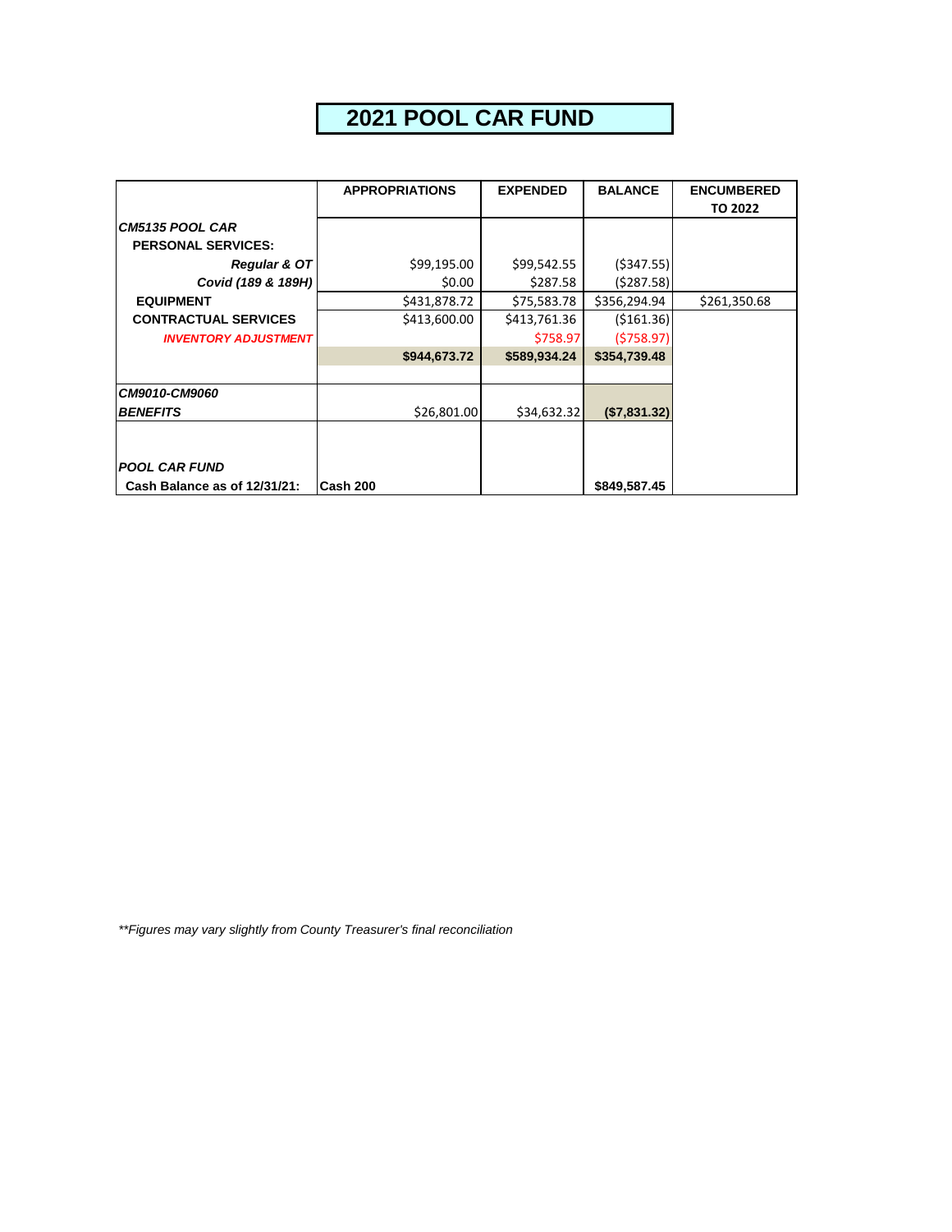# 2021 POOL CAR FUND

| | APPROPRIATIONS | EXPENDED | BALANCE | ENCUMBERED TO 2022 |
|---|---|---|---|---|
| ***CM5135 POOL CAR*** | | | | |
| **PERSONAL SERVICES:** | | | | |
| ***Regular & OT*** | $99,195.00 | $99,542.55 | ($347.55) | |
| ***Covid (189 & 189H)*** | $0.00 | $287.58 | ($287.58) | |
| **EQUIPMENT** | $431,878.72 | $75,583.78 | $356,294.94 | $261,350.68 |
| **CONTRACTUAL SERVICES** | $413,600.00 | $413,761.36 | ($161.36) | |
| ***INVENTORY ADJUSTMENT*** | | $758.97 | ($758.97) | |
| | **$944,673.72** | **$589,934.24** | **$354,739.48** | |
| ***CM9010-CM9060*** | | | | |
| ***BENEFITS*** | $26,801.00 | $34,632.32 | **($7,831.32)** | |
| ***POOL CAR FUND*** | | | | |
| **Cash Balance as of 12/31/21:** | **Cash 200** | | **$849,587.45** | |

*\*\*Figures may vary slightly from County Treasurer's final reconciliation*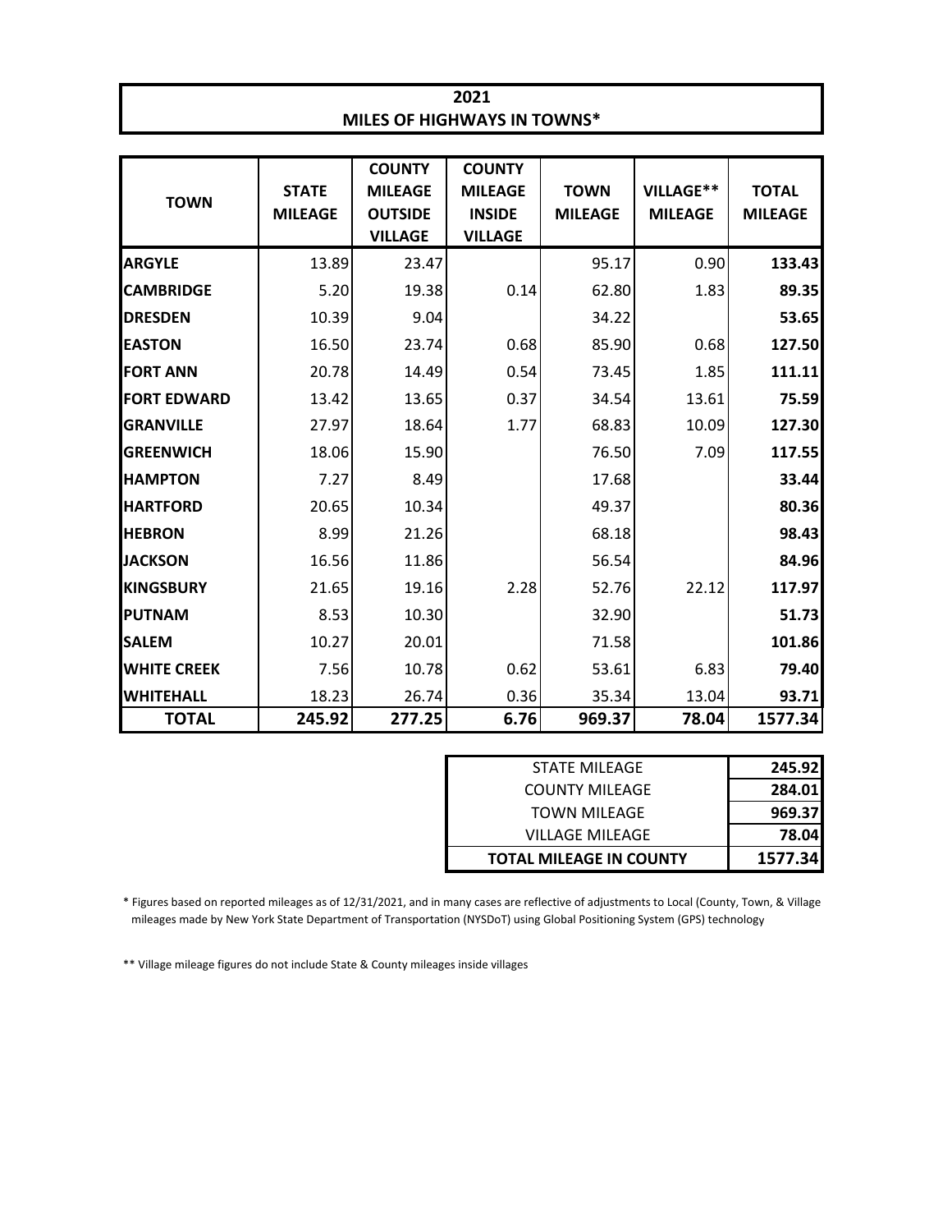# 2021
## MILES OF HIGHWAYS IN TOWNS*

| TOWN | STATE MILEAGE | COUNTY MILEAGE OUTSIDE VILLAGE | COUNTY MILEAGE INSIDE VILLAGE | TOWN MILEAGE | VILLAGE** MILEAGE | TOTAL MILEAGE |
|---|---|---|---|---|---|---|
| **ARGYLE** | 13.89 | 23.47 | | 95.17 | 0.90 | **133.43** |
| **CAMBRIDGE** | 5.20 | 19.38 | 0.14 | 62.80 | 1.83 | **89.35** |
| **DRESDEN** | 10.39 | 9.04 | | 34.22 | | **53.65** |
| **EASTON** | 16.50 | 23.74 | 0.68 | 85.90 | 0.68 | **127.50** |
| **FORT ANN** | 20.78 | 14.49 | 0.54 | 73.45 | 1.85 | **111.11** |
| **FORT EDWARD** | 13.42 | 13.65 | 0.37 | 34.54 | 13.61 | **75.59** |
| **GRANVILLE** | 27.97 | 18.64 | 1.77 | 68.83 | 10.09 | **127.30** |
| **GREENWICH** | 18.06 | 15.90 | | 76.50 | 7.09 | **117.55** |
| **HAMPTON** | 7.27 | 8.49 | | 17.68 | | **33.44** |
| **HARTFORD** | 20.65 | 10.34 | | 49.37 | | **80.36** |
| **HEBRON** | 8.99 | 21.26 | | 68.18 | | **98.43** |
| **JACKSON** | 16.56 | 11.86 | | 56.54 | | **84.96** |
| **KINGSBURY** | 21.65 | 19.16 | 2.28 | 52.76 | 22.12 | **117.97** |
| **PUTNAM** | 8.53 | 10.30 | | 32.90 | | **51.73** |
| **SALEM** | 10.27 | 20.01 | | 71.58 | | **101.86** |
| **WHITE CREEK** | 7.56 | 10.78 | 0.62 | 53.61 | 6.83 | **79.40** |
| **WHITEHALL** | 18.23 | 26.74 | 0.36 | 35.34 | 13.04 | **93.71** |
| **TOTAL** | **245.92** | **277.25** | **6.76** | **969.37** | **78.04** | **1577.34** |

| | |
|---|---|
| STATE MILEAGE | **245.92** |
| COUNTY MILEAGE | **284.01** |
| TOWN MILEAGE | **969.37** |
| VILLAGE MILEAGE | **78.04** |
| **TOTAL MILEAGE IN COUNTY** | **1577.34** |

* Figures based on reported mileages as of 12/31/2021, and in many cases are reflective of adjustments to Local (County, Town, & Village mileages made by New York State Department of Transportation (NYSDoT) using Global Positioning System (GPS) technology

** Village mileage figures do not include State & County mileages inside villages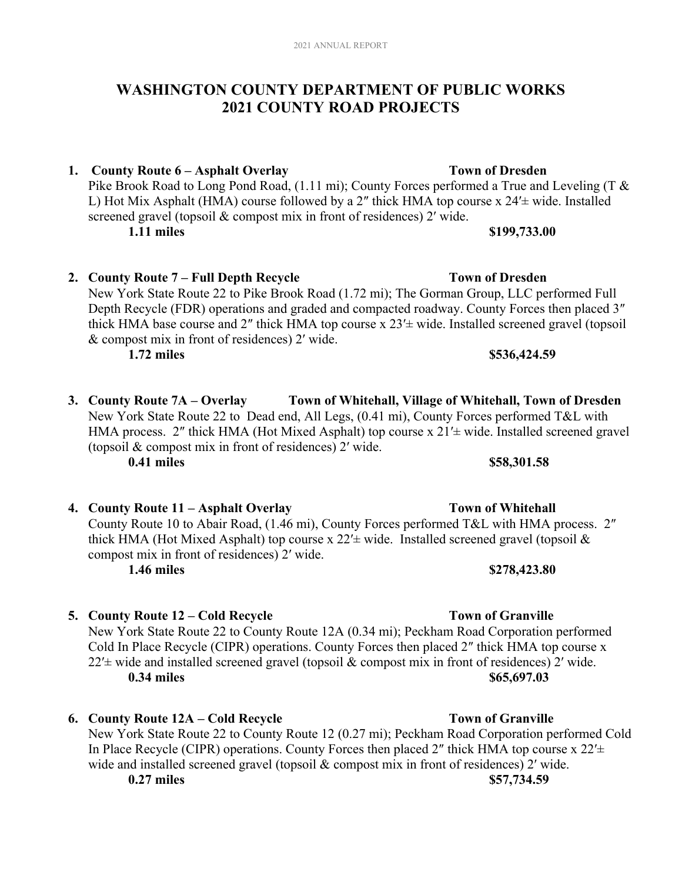# WASHINGTON COUNTY DEPARTMENT OF PUBLIC WORKS
# 2021 COUNTY ROAD PROJECTS

1. **County Route 6 – Asphalt Overlay** **Town of Dresden**
   Pike Brook Road to Long Pond Road, (1.11 mi); County Forces performed a True and Leveling (T & L) Hot Mix Asphalt (HMA) course followed by a 2″ thick HMA top course x 24′± wide. Installed screened gravel (topsoil & compost mix in front of residences) 2′ wide.
   **1.11 miles** **$199,733.00**

2. **County Route 7 – Full Depth Recycle** **Town of Dresden**
   New York State Route 22 to Pike Brook Road (1.72 mi); The Gorman Group, LLC performed Full Depth Recycle (FDR) operations and graded and compacted roadway. County Forces then placed 3″ thick HMA base course and 2″ thick HMA top course x 23′± wide. Installed screened gravel (topsoil & compost mix in front of residences) 2′ wide.
   **1.72 miles** **$536,424.59**

3. **County Route 7A – Overlay** **Town of Whitehall, Village of Whitehall, Town of Dresden**
   New York State Route 22 to Dead end, All Legs, (0.41 mi), County Forces performed T&L with HMA process. 2″ thick HMA (Hot Mixed Asphalt) top course x 21′± wide. Installed screened gravel (topsoil & compost mix in front of residences) 2′ wide.
   **0.41 miles** **$58,301.58**

4. **County Route 11 – Asphalt Overlay** **Town of Whitehall**
   County Route 10 to Abair Road, (1.46 mi), County Forces performed T&L with HMA process. 2″ thick HMA (Hot Mixed Asphalt) top course x 22′± wide. Installed screened gravel (topsoil & compost mix in front of residences) 2′ wide.
   **1.46 miles** **$278,423.80**

5. **County Route 12 – Cold Recycle** **Town of Granville**
   New York State Route 22 to County Route 12A (0.34 mi); Peckham Road Corporation performed Cold In Place Recycle (CIPR) operations. County Forces then placed 2″ thick HMA top course x 22′± wide and installed screened gravel (topsoil & compost mix in front of residences) 2′ wide.
   **0.34 miles** **$65,697.03**

6. **County Route 12A – Cold Recycle** **Town of Granville**
   New York State Route 22 to County Route 12 (0.27 mi); Peckham Road Corporation performed Cold In Place Recycle (CIPR) operations. County Forces then placed 2″ thick HMA top course x 22′± wide and installed screened gravel (topsoil & compost mix in front of residences) 2′ wide.
   **0.27 miles** **$57,734.59**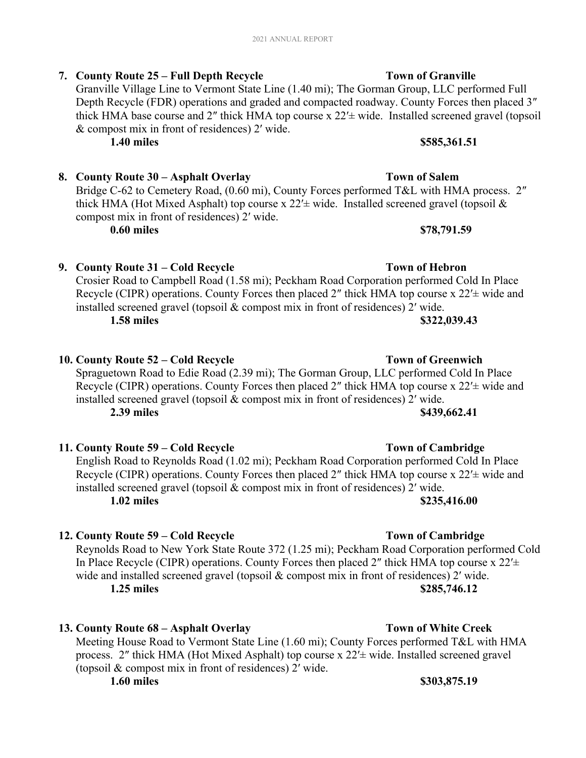7. **County Route 25 – Full Depth Recycle** **Town of Granville**
   Granville Village Line to Vermont State Line (1.40 mi); The Gorman Group, LLC performed Full Depth Recycle (FDR) operations and graded and compacted roadway. County Forces then placed 3″ thick HMA base course and 2″ thick HMA top course x 22′± wide. Installed screened gravel (topsoil & compost mix in front of residences) 2′ wide.
   **1.40 miles** **$585,361.51**

8. **County Route 30 – Asphalt Overlay** **Town of Salem**
   Bridge C-62 to Cemetery Road, (0.60 mi), County Forces performed T&L with HMA process. 2″ thick HMA (Hot Mixed Asphalt) top course x 22′± wide. Installed screened gravel (topsoil & compost mix in front of residences) 2′ wide.
   **0.60 miles** **$78,791.59**

9. **County Route 31 – Cold Recycle** **Town of Hebron**
   Crosier Road to Campbell Road (1.58 mi); Peckham Road Corporation performed Cold In Place Recycle (CIPR) operations. County Forces then placed 2″ thick HMA top course x 22′± wide and installed screened gravel (topsoil & compost mix in front of residences) 2′ wide.
   **1.58 miles** **$322,039.43**

10. **County Route 52 – Cold Recycle** **Town of Greenwich**
    Spraguetown Road to Edie Road (2.39 mi); The Gorman Group, LLC performed Cold In Place Recycle (CIPR) operations. County Forces then placed 2″ thick HMA top course x 22′± wide and installed screened gravel (topsoil & compost mix in front of residences) 2′ wide.
    **2.39 miles** **$439,662.41**

11. **County Route 59 – Cold Recycle** **Town of Cambridge**
    English Road to Reynolds Road (1.02 mi); Peckham Road Corporation performed Cold In Place Recycle (CIPR) operations. County Forces then placed 2″ thick HMA top course x 22′± wide and installed screened gravel (topsoil & compost mix in front of residences) 2′ wide.
    **1.02 miles** **$235,416.00**

12. **County Route 59 – Cold Recycle** **Town of Cambridge**
    Reynolds Road to New York State Route 372 (1.25 mi); Peckham Road Corporation performed Cold In Place Recycle (CIPR) operations. County Forces then placed 2″ thick HMA top course x 22′± wide and installed screened gravel (topsoil & compost mix in front of residences) 2′ wide.
    **1.25 miles** **$285,746.12**

13. **County Route 68 – Asphalt Overlay** **Town of White Creek**
    Meeting House Road to Vermont State Line (1.60 mi); County Forces performed T&L with HMA process. 2″ thick HMA (Hot Mixed Asphalt) top course x 22′± wide. Installed screened gravel (topsoil & compost mix in front of residences) 2′ wide.
    **1.60 miles** **$303,875.19**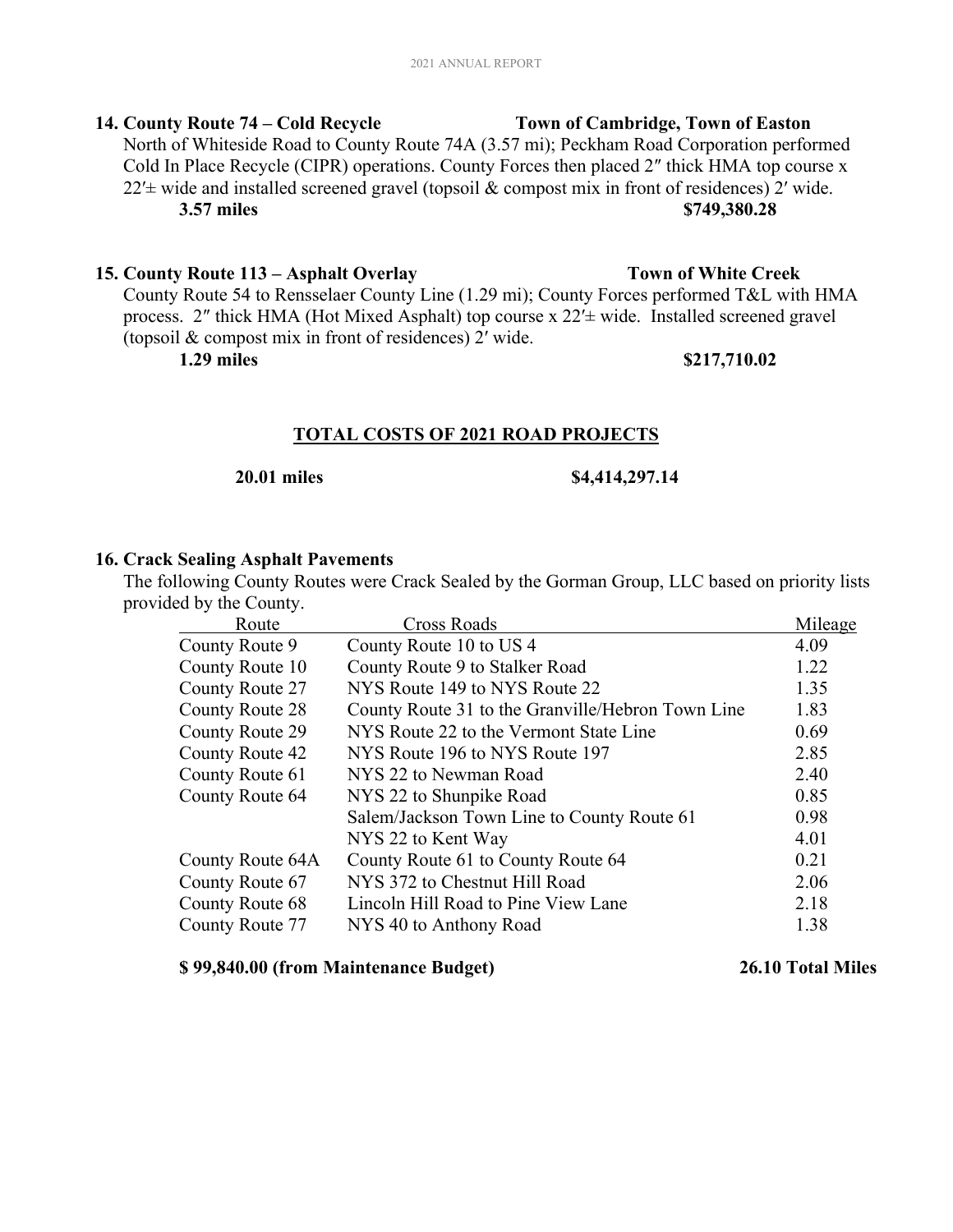**14. County Route 74 – Cold Recycle** **Town of Cambridge, Town of Easton**

North of Whiteside Road to County Route 74A (3.57 mi); Peckham Road Corporation performed Cold In Place Recycle (CIPR) operations. County Forces then placed 2″ thick HMA top course x 22′± wide and installed screened gravel (topsoil & compost mix in front of residences) 2′ wide.

**3.57 miles** **$749,380.28**

**15. County Route 113 – Asphalt Overlay** **Town of White Creek**

County Route 54 to Rensselaer County Line (1.29 mi); County Forces performed T&L with HMA process. 2″ thick HMA (Hot Mixed Asphalt) top course x 22′± wide. Installed screened gravel (topsoil & compost mix in front of residences) 2′ wide.

**1.29 miles** **$217,710.02**

**TOTAL COSTS OF 2021 ROAD PROJECTS**

**20.01 miles** **$4,414,297.14**

**16. Crack Sealing Asphalt Pavements**

The following County Routes were Crack Sealed by the Gorman Group, LLC based on priority lists provided by the County.

| Route | Cross Roads | Mileage |
|---|---|---|
| County Route 9 | County Route 10 to US 4 | 4.09 |
| County Route 10 | County Route 9 to Stalker Road | 1.22 |
| County Route 27 | NYS Route 149 to NYS Route 22 | 1.35 |
| County Route 28 | County Route 31 to the Granville/Hebron Town Line | 1.83 |
| County Route 29 | NYS Route 22 to the Vermont State Line | 0.69 |
| County Route 42 | NYS Route 196 to NYS Route 197 | 2.85 |
| County Route 61 | NYS 22 to Newman Road | 2.40 |
| County Route 64 | NYS 22 to Shunpike Road | 0.85 |
| | Salem/Jackson Town Line to County Route 61 | 0.98 |
| | NYS 22 to Kent Way | 4.01 |
| County Route 64A | County Route 61 to County Route 64 | 0.21 |
| County Route 67 | NYS 372 to Chestnut Hill Road | 2.06 |
| County Route 68 | Lincoln Hill Road to Pine View Lane | 2.18 |
| County Route 77 | NYS 40 to Anthony Road | 1.38 |

**$ 99,840.00 (from Maintenance Budget)** **26.10 Total Miles**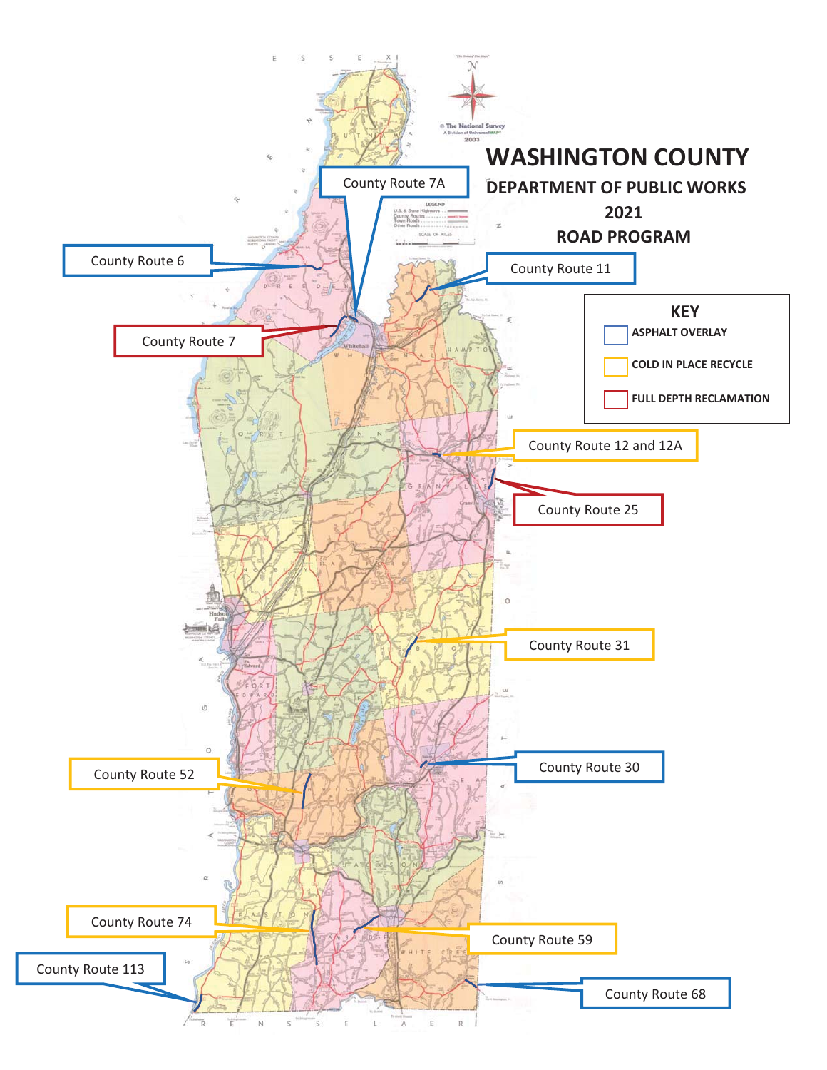# WASHINGTON COUNTY

## DEPARTMENT OF PUBLIC WORKS

## 2021

## ROAD PROGRAM

**KEY**

- ASPHALT OVERLAY
- COLD IN PLACE RECYCLE
- FULL DEPTH RECLAMATION

County Route 7A

County Route 6

County Route 11

County Route 7

County Route 12 and 12A

County Route 25

County Route 31

County Route 30

County Route 52

County Route 74

County Route 59

County Route 113

County Route 68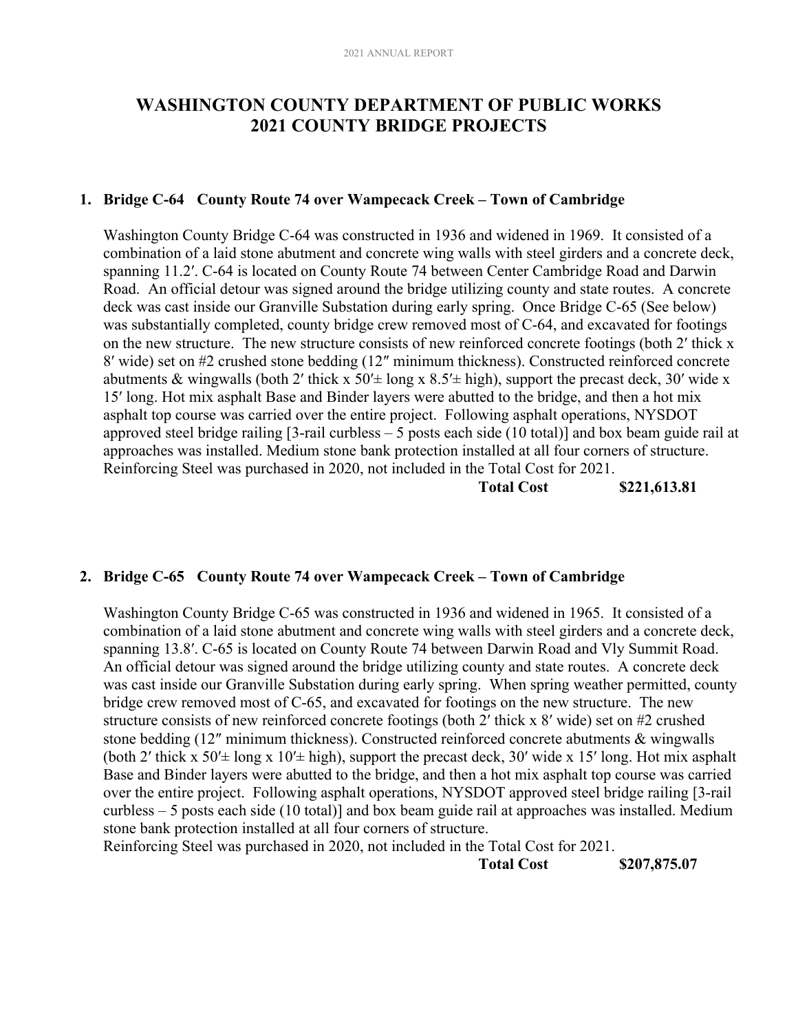# WASHINGTON COUNTY DEPARTMENT OF PUBLIC WORKS 2021 COUNTY BRIDGE PROJECTS

1. **Bridge C-64 County Route 74 over Wampecack Creek – Town of Cambridge**

   Washington County Bridge C-64 was constructed in 1936 and widened in 1969. It consisted of a combination of a laid stone abutment and concrete wing walls with steel girders and a concrete deck, spanning 11.2′. C-64 is located on County Route 74 between Center Cambridge Road and Darwin Road. An official detour was signed around the bridge utilizing county and state routes. A concrete deck was cast inside our Granville Substation during early spring. Once Bridge C-65 (See below) was substantially completed, county bridge crew removed most of C-64, and excavated for footings on the new structure. The new structure consists of new reinforced concrete footings (both 2′ thick x 8′ wide) set on #2 crushed stone bedding (12″ minimum thickness). Constructed reinforced concrete abutments & wingwalls (both 2′ thick x 50′± long x 8.5′± high), support the precast deck, 30′ wide x 15′ long. Hot mix asphalt Base and Binder layers were abutted to the bridge, and then a hot mix asphalt top course was carried over the entire project. Following asphalt operations, NYSDOT approved steel bridge railing [3-rail curbless – 5 posts each side (10 total)] and box beam guide rail at approaches was installed. Medium stone bank protection installed at all four corners of structure. Reinforcing Steel was purchased in 2020, not included in the Total Cost for 2021.

   **Total Cost $221,613.81**

2. **Bridge C-65 County Route 74 over Wampecack Creek – Town of Cambridge**

   Washington County Bridge C-65 was constructed in 1936 and widened in 1965. It consisted of a combination of a laid stone abutment and concrete wing walls with steel girders and a concrete deck, spanning 13.8′. C-65 is located on County Route 74 between Darwin Road and Vly Summit Road. An official detour was signed around the bridge utilizing county and state routes. A concrete deck was cast inside our Granville Substation during early spring. When spring weather permitted, county bridge crew removed most of C-65, and excavated for footings on the new structure. The new structure consists of new reinforced concrete footings (both 2′ thick x 8′ wide) set on #2 crushed stone bedding (12″ minimum thickness). Constructed reinforced concrete abutments & wingwalls (both 2′ thick x 50′± long x 10′± high), support the precast deck, 30′ wide x 15′ long. Hot mix asphalt Base and Binder layers were abutted to the bridge, and then a hot mix asphalt top course was carried over the entire project. Following asphalt operations, NYSDOT approved steel bridge railing [3-rail curbless – 5 posts each side (10 total)] and box beam guide rail at approaches was installed. Medium stone bank protection installed at all four corners of structure.
   Reinforcing Steel was purchased in 2020, not included in the Total Cost for 2021.

   **Total Cost $207,875.07**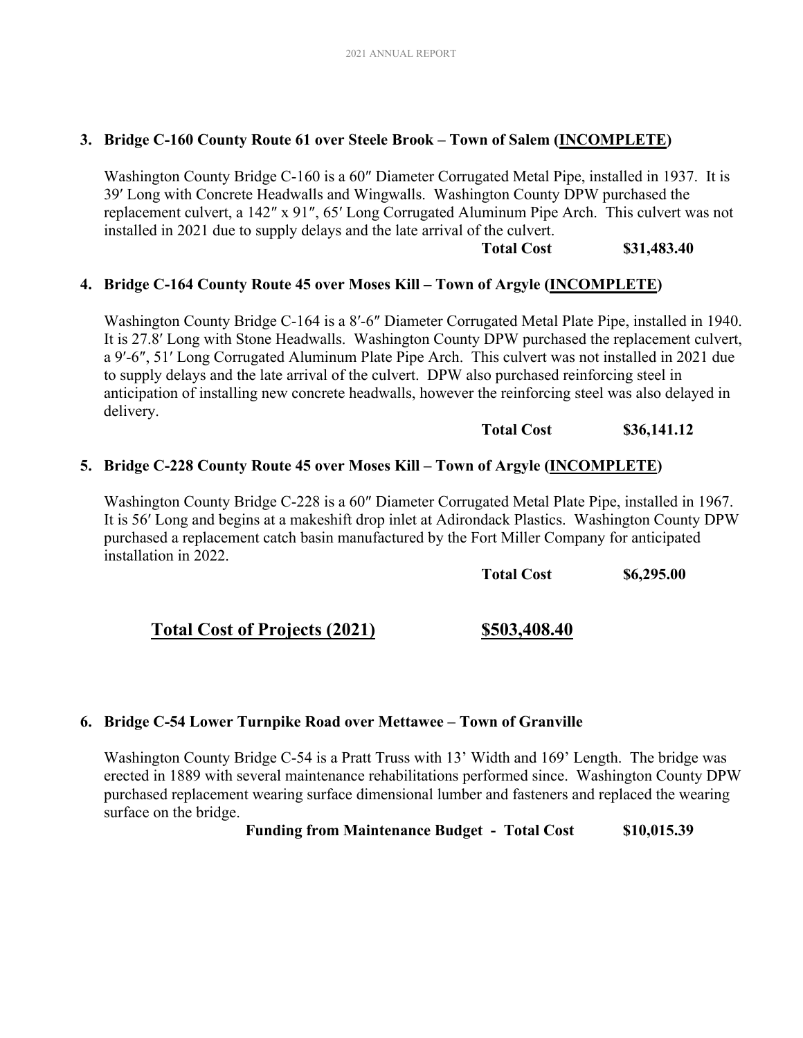**3. Bridge C-160 County Route 61 over Steele Brook – Town of Salem (<u>INCOMPLETE</u>)**

Washington County Bridge C-160 is a 60″ Diameter Corrugated Metal Pipe, installed in 1937. It is 39′ Long with Concrete Headwalls and Wingwalls. Washington County DPW purchased the replacement culvert, a 142″ x 91″, 65′ Long Corrugated Aluminum Pipe Arch. This culvert was not installed in 2021 due to supply delays and the late arrival of the culvert.

**Total Cost $31,483.40**

**4. Bridge C-164 County Route 45 over Moses Kill – Town of Argyle (<u>INCOMPLETE</u>)**

Washington County Bridge C-164 is a 8′-6″ Diameter Corrugated Metal Plate Pipe, installed in 1940. It is 27.8′ Long with Stone Headwalls. Washington County DPW purchased the replacement culvert, a 9′-6″, 51′ Long Corrugated Aluminum Plate Pipe Arch. This culvert was not installed in 2021 due to supply delays and the late arrival of the culvert. DPW also purchased reinforcing steel in anticipation of installing new concrete headwalls, however the reinforcing steel was also delayed in delivery.

**Total Cost $36,141.12**

**5. Bridge C-228 County Route 45 over Moses Kill – Town of Argyle (<u>INCOMPLETE</u>)**

Washington County Bridge C-228 is a 60″ Diameter Corrugated Metal Plate Pipe, installed in 1967. It is 56′ Long and begins at a makeshift drop inlet at Adirondack Plastics. Washington County DPW purchased a replacement catch basin manufactured by the Fort Miller Company for anticipated installation in 2022.

**Total Cost $6,295.00**

**<u>Total Cost of Projects (2021)</u> <u>$503,408.40</u>**

**6. Bridge C-54 Lower Turnpike Road over Mettawee – Town of Granville**

Washington County Bridge C-54 is a Pratt Truss with 13' Width and 169' Length. The bridge was erected in 1889 with several maintenance rehabilitations performed since. Washington County DPW purchased replacement wearing surface dimensional lumber and fasteners and replaced the wearing surface on the bridge.

**Funding from Maintenance Budget - Total Cost $10,015.39**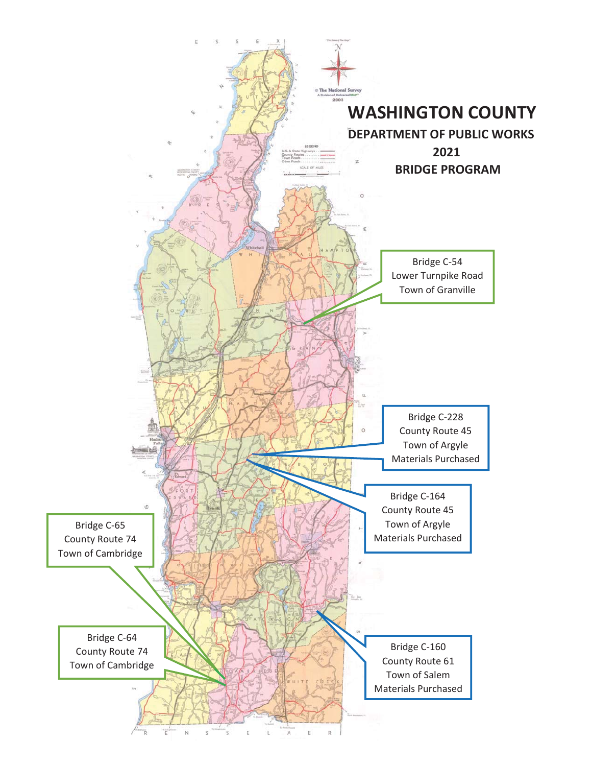# WASHINGTON COUNTY

## DEPARTMENT OF PUBLIC WORKS

## 2021

## BRIDGE PROGRAM

Bridge C-54
Lower Turnpike Road
Town of Granville

Bridge C-228
County Route 45
Town of Argyle
Materials Purchased

Bridge C-164
County Route 45
Town of Argyle
Materials Purchased

Bridge C-65
County Route 74
Town of Cambridge

Bridge C-64
County Route 74
Town of Cambridge

Bridge C-160
County Route 61
Town of Salem
Materials Purchased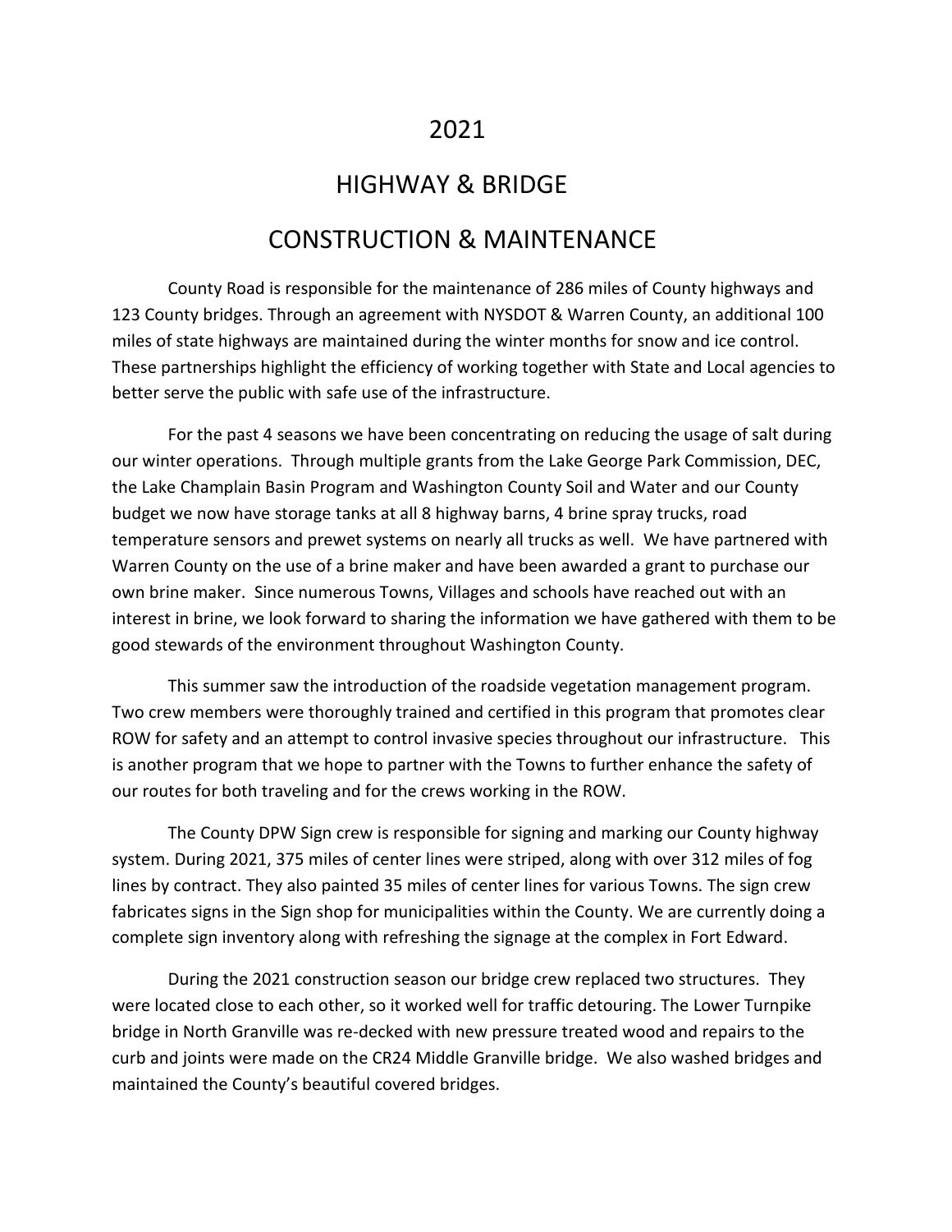# 2021

# HIGHWAY & BRIDGE

# CONSTRUCTION & MAINTENANCE

County Road is responsible for the maintenance of 286 miles of County highways and 123 County bridges. Through an agreement with NYSDOT & Warren County, an additional 100 miles of state highways are maintained during the winter months for snow and ice control. These partnerships highlight the efficiency of working together with State and Local agencies to better serve the public with safe use of the infrastructure.

For the past 4 seasons we have been concentrating on reducing the usage of salt during our winter operations. Through multiple grants from the Lake George Park Commission, DEC, the Lake Champlain Basin Program and Washington County Soil and Water and our County budget we now have storage tanks at all 8 highway barns, 4 brine spray trucks, road temperature sensors and prewet systems on nearly all trucks as well. We have partnered with Warren County on the use of a brine maker and have been awarded a grant to purchase our own brine maker. Since numerous Towns, Villages and schools have reached out with an interest in brine, we look forward to sharing the information we have gathered with them to be good stewards of the environment throughout Washington County.

This summer saw the introduction of the roadside vegetation management program. Two crew members were thoroughly trained and certified in this program that promotes clear ROW for safety and an attempt to control invasive species throughout our infrastructure. This is another program that we hope to partner with the Towns to further enhance the safety of our routes for both traveling and for the crews working in the ROW.

The County DPW Sign crew is responsible for signing and marking our County highway system. During 2021, 375 miles of center lines were striped, along with over 312 miles of fog lines by contract. They also painted 35 miles of center lines for various Towns. The sign crew fabricates signs in the Sign shop for municipalities within the County. We are currently doing a complete sign inventory along with refreshing the signage at the complex in Fort Edward.

During the 2021 construction season our bridge crew replaced two structures. They were located close to each other, so it worked well for traffic detouring. The Lower Turnpike bridge in North Granville was re-decked with new pressure treated wood and repairs to the curb and joints were made on the CR24 Middle Granville bridge. We also washed bridges and maintained the County's beautiful covered bridges.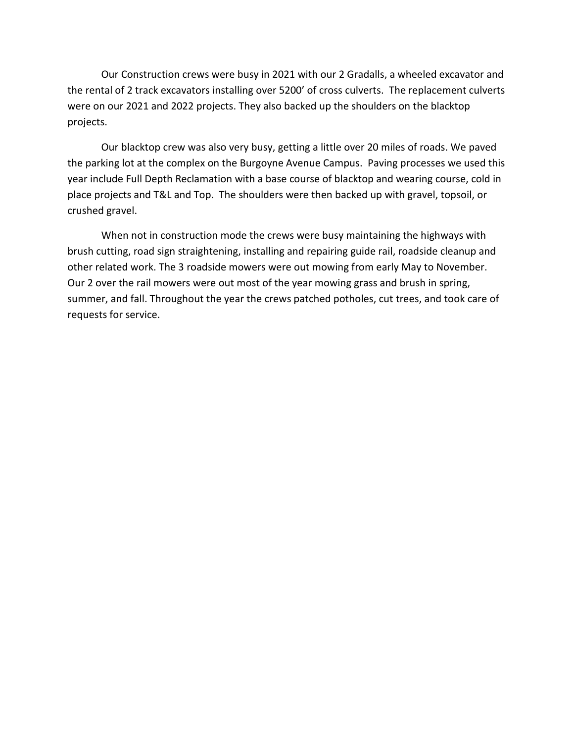Our Construction crews were busy in 2021 with our 2 Gradalls, a wheeled excavator and the rental of 2 track excavators installing over 5200' of cross culverts. The replacement culverts were on our 2021 and 2022 projects. They also backed up the shoulders on the blacktop projects.

Our blacktop crew was also very busy, getting a little over 20 miles of roads. We paved the parking lot at the complex on the Burgoyne Avenue Campus. Paving processes we used this year include Full Depth Reclamation with a base course of blacktop and wearing course, cold in place projects and T&L and Top. The shoulders were then backed up with gravel, topsoil, or crushed gravel.

When not in construction mode the crews were busy maintaining the highways with brush cutting, road sign straightening, installing and repairing guide rail, roadside cleanup and other related work. The 3 roadside mowers were out mowing from early May to November. Our 2 over the rail mowers were out most of the year mowing grass and brush in spring, summer, and fall. Throughout the year the crews patched potholes, cut trees, and took care of requests for service.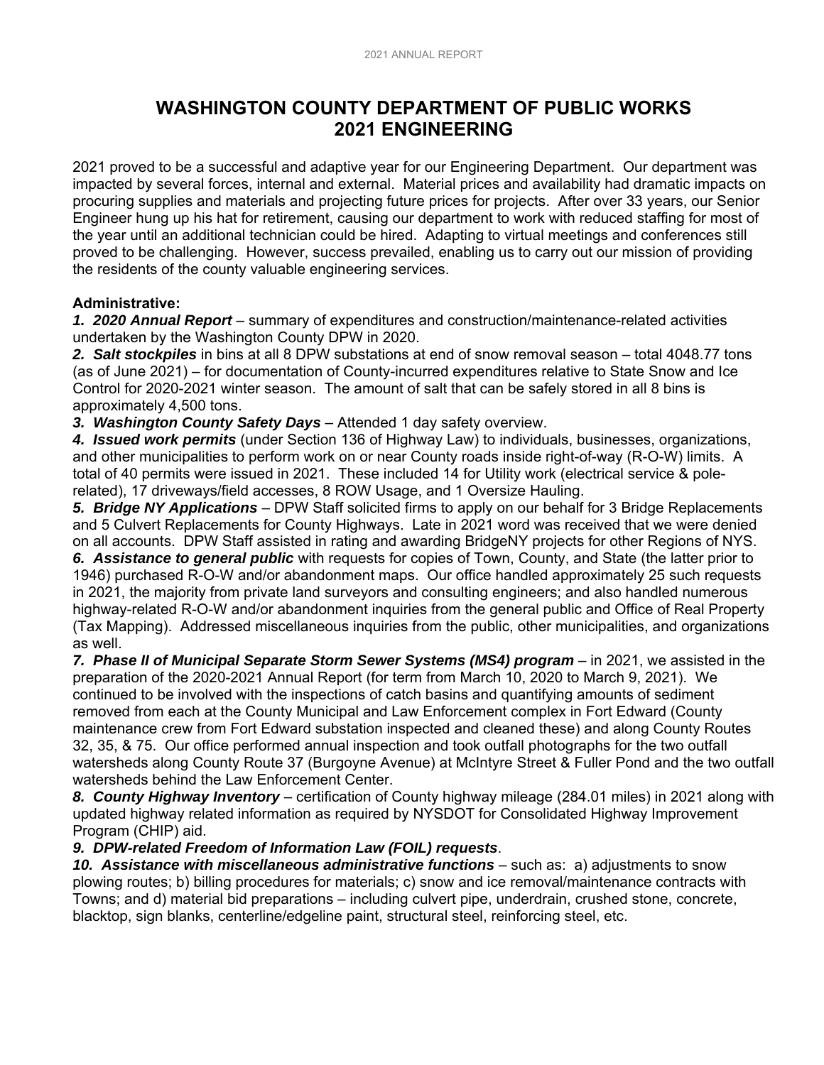# WASHINGTON COUNTY DEPARTMENT OF PUBLIC WORKS 2021 ENGINEERING

2021 proved to be a successful and adaptive year for our Engineering Department. Our department was impacted by several forces, internal and external. Material prices and availability had dramatic impacts on procuring supplies and materials and projecting future prices for projects. After over 33 years, our Senior Engineer hung up his hat for retirement, causing our department to work with reduced staffing for most of the year until an additional technician could be hired. Adapting to virtual meetings and conferences still proved to be challenging. However, success prevailed, enabling us to carry out our mission of providing the residents of the county valuable engineering services.

**Administrative:**

***1. 2020 Annual Report*** – summary of expenditures and construction/maintenance-related activities undertaken by the Washington County DPW in 2020.

***2. Salt stockpiles*** in bins at all 8 DPW substations at end of snow removal season – total 4048.77 tons (as of June 2021) – for documentation of County-incurred expenditures relative to State Snow and Ice Control for 2020-2021 winter season. The amount of salt that can be safely stored in all 8 bins is approximately 4,500 tons.

***3. Washington County Safety Days*** – Attended 1 day safety overview.

***4. Issued work permits*** (under Section 136 of Highway Law) to individuals, businesses, organizations, and other municipalities to perform work on or near County roads inside right-of-way (R-O-W) limits. A total of 40 permits were issued in 2021. These included 14 for Utility work (electrical service & pole-related), 17 driveways/field accesses, 8 ROW Usage, and 1 Oversize Hauling.

***5. Bridge NY Applications*** – DPW Staff solicited firms to apply on our behalf for 3 Bridge Replacements and 5 Culvert Replacements for County Highways. Late in 2021 word was received that we were denied on all accounts. DPW Staff assisted in rating and awarding BridgeNY projects for other Regions of NYS.

***6. Assistance to general public*** with requests for copies of Town, County, and State (the latter prior to 1946) purchased R-O-W and/or abandonment maps. Our office handled approximately 25 such requests in 2021, the majority from private land surveyors and consulting engineers; and also handled numerous highway-related R-O-W and/or abandonment inquiries from the general public and Office of Real Property (Tax Mapping). Addressed miscellaneous inquiries from the public, other municipalities, and organizations as well.

***7. Phase II of Municipal Separate Storm Sewer Systems (MS4) program*** – in 2021, we assisted in the preparation of the 2020-2021 Annual Report (for term from March 10, 2020 to March 9, 2021). We continued to be involved with the inspections of catch basins and quantifying amounts of sediment removed from each at the County Municipal and Law Enforcement complex in Fort Edward (County maintenance crew from Fort Edward substation inspected and cleaned these) and along County Routes 32, 35, & 75. Our office performed annual inspection and took outfall photographs for the two outfall watersheds along County Route 37 (Burgoyne Avenue) at McIntyre Street & Fuller Pond and the two outfall watersheds behind the Law Enforcement Center.

***8. County Highway Inventory*** – certification of County highway mileage (284.01 miles) in 2021 along with updated highway related information as required by NYSDOT for Consolidated Highway Improvement Program (CHIP) aid.

***9. DPW-related Freedom of Information Law (FOIL) requests***.

***10. Assistance with miscellaneous administrative functions*** – such as: a) adjustments to snow plowing routes; b) billing procedures for materials; c) snow and ice removal/maintenance contracts with Towns; and d) material bid preparations – including culvert pipe, underdrain, crushed stone, concrete, blacktop, sign blanks, centerline/edgeline paint, structural steel, reinforcing steel, etc.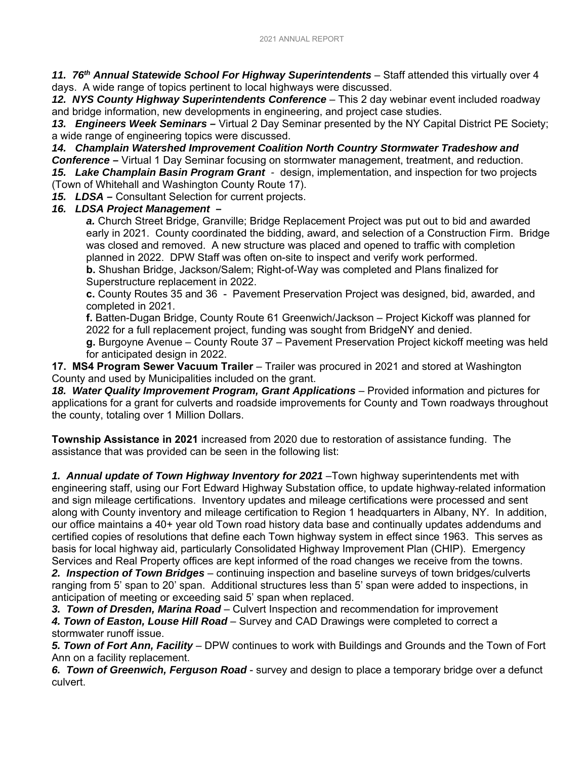***11. 76th Annual Statewide School For Highway Superintendents*** – Staff attended this virtually over 4 days. A wide range of topics pertinent to local highways were discussed.
***12. NYS County Highway Superintendents Conference*** – This 2 day webinar event included roadway and bridge information, new developments in engineering, and project case studies.
***13. Engineers Week Seminars –*** Virtual 2 Day Seminar presented by the NY Capital District PE Society; a wide range of engineering topics were discussed.
***14. Champlain Watershed Improvement Coalition North Country Stormwater Tradeshow and Conference –*** Virtual 1 Day Seminar focusing on stormwater management, treatment, and reduction.
***15. Lake Champlain Basin Program Grant*** - design, implementation, and inspection for two projects (Town of Whitehall and Washington County Route 17).
***15. LDSA –*** Consultant Selection for current projects.
***16. LDSA Project Management –***

> ***a.*** Church Street Bridge, Granville; Bridge Replacement Project was put out to bid and awarded early in 2021. County coordinated the bidding, award, and selection of a Construction Firm. Bridge was closed and removed. A new structure was placed and opened to traffic with completion planned in 2022. DPW Staff was often on-site to inspect and verify work performed.
> **b.** Shushan Bridge, Jackson/Salem; Right-of-Way was completed and Plans finalized for Superstructure replacement in 2022.
> **c.** County Routes 35 and 36 - Pavement Preservation Project was designed, bid, awarded, and completed in 2021.
> **f.** Batten-Dugan Bridge, County Route 61 Greenwich/Jackson – Project Kickoff was planned for 2022 for a full replacement project, funding was sought from BridgeNY and denied.
> **g.** Burgoyne Avenue – County Route 37 – Pavement Preservation Project kickoff meeting was held for anticipated design in 2022.

**17. MS4 Program Sewer Vacuum Trailer** – Trailer was procured in 2021 and stored at Washington County and used by Municipalities included on the grant.
***18. Water Quality Improvement Program, Grant Applications*** – Provided information and pictures for applications for a grant for culverts and roadside improvements for County and Town roadways throughout the county, totaling over 1 Million Dollars.

**Township Assistance in 2021** increased from 2020 due to restoration of assistance funding. The assistance that was provided can be seen in the following list:

***1. Annual update of Town Highway Inventory for 2021*** –Town highway superintendents met with engineering staff, using our Fort Edward Highway Substation office, to update highway-related information and sign mileage certifications. Inventory updates and mileage certifications were processed and sent along with County inventory and mileage certification to Region 1 headquarters in Albany, NY. In addition, our office maintains a 40+ year old Town road history data base and continually updates addendums and certified copies of resolutions that define each Town highway system in effect since 1963. This serves as basis for local highway aid, particularly Consolidated Highway Improvement Plan (CHIP). Emergency Services and Real Property offices are kept informed of the road changes we receive from the towns.
***2. Inspection of Town Bridges*** – continuing inspection and baseline surveys of town bridges/culverts ranging from 5' span to 20' span. Additional structures less than 5' span were added to inspections, in anticipation of meeting or exceeding said 5' span when replaced.
***3. Town of Dresden, Marina Road*** – Culvert Inspection and recommendation for improvement
***4. Town of Easton, Louse Hill Road*** – Survey and CAD Drawings were completed to correct a stormwater runoff issue.
***5. Town of Fort Ann, Facility*** – DPW continues to work with Buildings and Grounds and the Town of Fort Ann on a facility replacement.
***6. Town of Greenwich, Ferguson Road*** - survey and design to place a temporary bridge over a defunct culvert.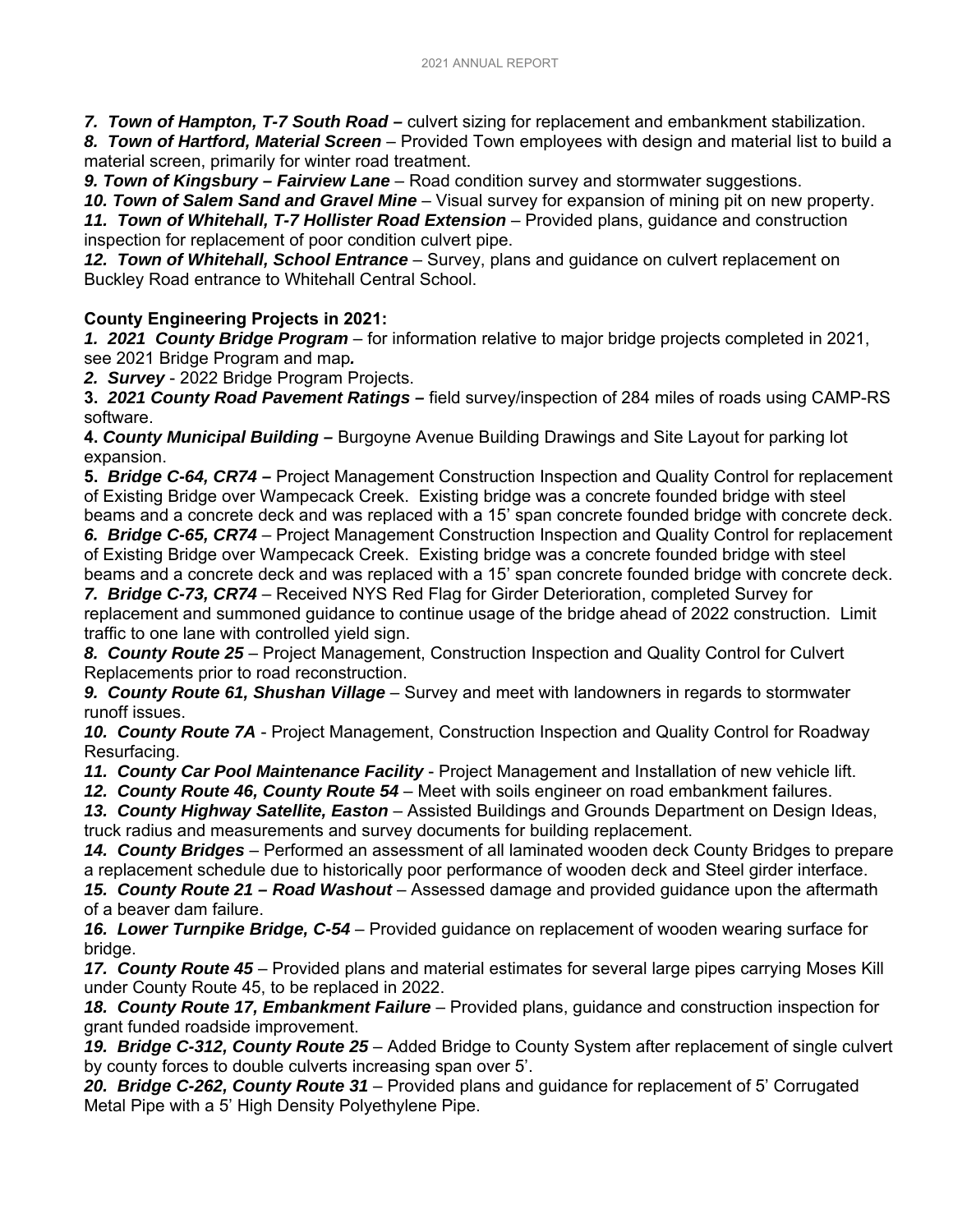***7. Town of Hampton, T-7 South Road –*** culvert sizing for replacement and embankment stabilization.
***8. Town of Hartford, Material Screen*** – Provided Town employees with design and material list to build a material screen, primarily for winter road treatment.
***9. Town of Kingsbury – Fairview Lane*** – Road condition survey and stormwater suggestions.
***10. Town of Salem Sand and Gravel Mine*** – Visual survey for expansion of mining pit on new property.
***11. Town of Whitehall, T-7 Hollister Road Extension*** – Provided plans, guidance and construction inspection for replacement of poor condition culvert pipe.
***12. Town of Whitehall, School Entrance*** – Survey, plans and guidance on culvert replacement on Buckley Road entrance to Whitehall Central School.

**County Engineering Projects in 2021:**

***1. 2021 County Bridge Program*** – for information relative to major bridge projects completed in 2021, see 2021 Bridge Program and map***.***
***2. Survey*** - 2022 Bridge Program Projects.
**3.** ***2021 County Road Pavement Ratings –*** field survey/inspection of 284 miles of roads using CAMP-RS software.
**4.** ***County Municipal Building –*** Burgoyne Avenue Building Drawings and Site Layout for parking lot expansion.
**5.** ***Bridge C-64, CR74 –*** Project Management Construction Inspection and Quality Control for replacement of Existing Bridge over Wampecack Creek. Existing bridge was a concrete founded bridge with steel beams and a concrete deck and was replaced with a 15' span concrete founded bridge with concrete deck.
***6. Bridge C-65, CR74*** – Project Management Construction Inspection and Quality Control for replacement of Existing Bridge over Wampecack Creek. Existing bridge was a concrete founded bridge with steel beams and a concrete deck and was replaced with a 15' span concrete founded bridge with concrete deck.
***7. Bridge C-73, CR74*** – Received NYS Red Flag for Girder Deterioration, completed Survey for replacement and summoned guidance to continue usage of the bridge ahead of 2022 construction. Limit traffic to one lane with controlled yield sign.
***8. County Route 25*** – Project Management, Construction Inspection and Quality Control for Culvert Replacements prior to road reconstruction.
***9. County Route 61, Shushan Village*** – Survey and meet with landowners in regards to stormwater runoff issues.
***10. County Route 7A*** - Project Management, Construction Inspection and Quality Control for Roadway Resurfacing.
***11. County Car Pool Maintenance Facility*** - Project Management and Installation of new vehicle lift.
***12. County Route 46, County Route 54*** – Meet with soils engineer on road embankment failures.
***13. County Highway Satellite, Easton*** – Assisted Buildings and Grounds Department on Design Ideas, truck radius and measurements and survey documents for building replacement.
***14. County Bridges*** – Performed an assessment of all laminated wooden deck County Bridges to prepare a replacement schedule due to historically poor performance of wooden deck and Steel girder interface.
***15. County Route 21 – Road Washout*** – Assessed damage and provided guidance upon the aftermath of a beaver dam failure.
***16. Lower Turnpike Bridge, C-54*** – Provided guidance on replacement of wooden wearing surface for bridge.
***17. County Route 45*** – Provided plans and material estimates for several large pipes carrying Moses Kill under County Route 45, to be replaced in 2022.
***18. County Route 17, Embankment Failure*** – Provided plans, guidance and construction inspection for grant funded roadside improvement.
***19. Bridge C-312, County Route 25*** – Added Bridge to County System after replacement of single culvert by county forces to double culverts increasing span over 5'.
***20. Bridge C-262, County Route 31*** – Provided plans and guidance for replacement of 5' Corrugated Metal Pipe with a 5' High Density Polyethylene Pipe.